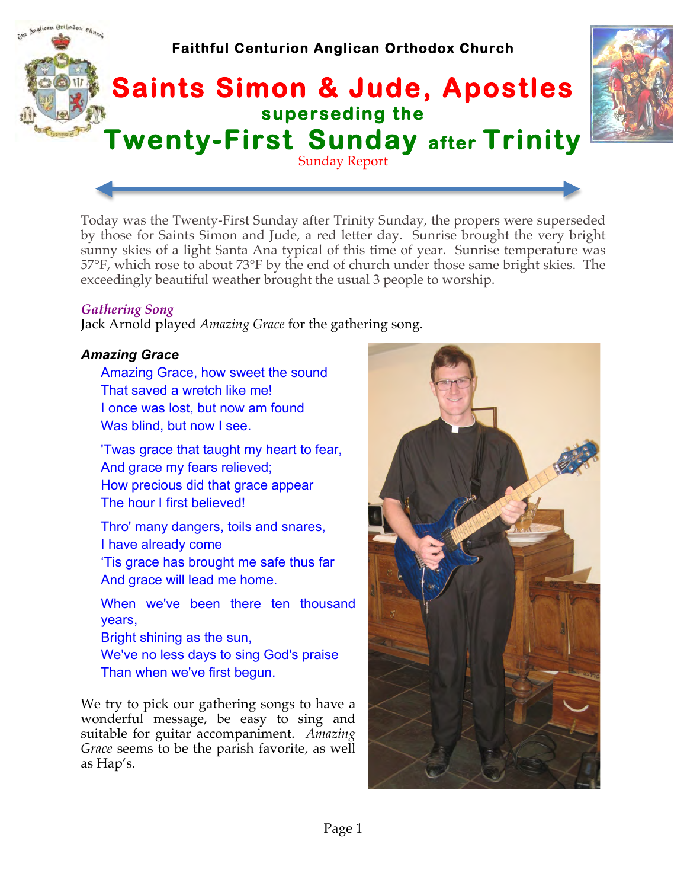Faithful Centurion Anglican Orthodox Church

# Saints Simon & Jude, Apostles

## superseding the

# Twenty-First Sunday after Trinity

Sunday Report

Today was the Twenty-First Sunday after Trinity Sunday, the propers were superseded by those for Saints Simon and Jude, a red letter day. Sunrise brought the very bright sunny skies of a light Santa Ana typical of this time of year. Sunrise temperature was 57°F, which rose to about 73°F by the end of church under those same bright skies. The exceedingly beautiful weather brought the usual 3 people to worship.

### *Gathering Song*

Jack Arnold played *Amazing Grace* for the gathering song.

***Amazing Grace***

Amazing Grace, how sweet the sound
That saved a wretch like me!
I once was lost, but now am found
Was blind, but now I see.

'Twas grace that taught my heart to fear,
And grace my fears relieved;
How precious did that grace appear
The hour I first believed!

Thro' many dangers, toils and snares,
I have already come
'Tis grace has brought me safe thus far
And grace will lead me home.

When we've been there ten thousand years,
Bright shining as the sun,
We've no less days to sing God's praise
Than when we've first begun.

We try to pick our gathering songs to have a wonderful message, be easy to sing and suitable for guitar accompaniment. *Amazing Grace* seems to be the parish favorite, as well as Hap's.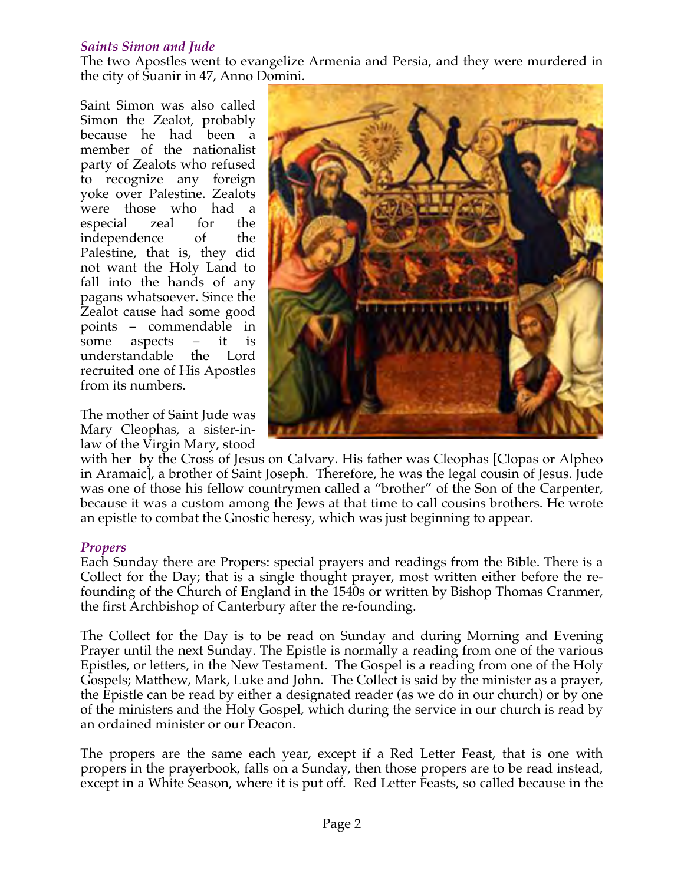### *Saints Simon and Jude*

The two Apostles went to evangelize Armenia and Persia, and they were murdered in the city of Suanir in 47, Anno Domini.

Saint Simon was also called Simon the Zealot, probably because he had been a member of the nationalist party of Zealots who refused to recognize any foreign yoke over Palestine. Zealots were those who had a especial zeal for the independence of the Palestine, that is, they did not want the Holy Land to fall into the hands of any pagans whatsoever. Since the Zealot cause had some good points – commendable in some aspects – it is understandable the Lord recruited one of His Apostles from its numbers.

The mother of Saint Jude was Mary Cleophas, a sister-in-law of the Virgin Mary, stood with her by the Cross of Jesus on Calvary. His father was Cleophas [Clopas or Alpheo in Aramaic], a brother of Saint Joseph. Therefore, he was the legal cousin of Jesus. Jude was one of those his fellow countrymen called a "brother" of the Son of the Carpenter, because it was a custom among the Jews at that time to call cousins brothers. He wrote an epistle to combat the Gnostic heresy, which was just beginning to appear.

### *Propers*

Each Sunday there are Propers: special prayers and readings from the Bible. There is a Collect for the Day; that is a single thought prayer, most written either before the re-founding of the Church of England in the 1540s or written by Bishop Thomas Cranmer, the first Archbishop of Canterbury after the re-founding.

The Collect for the Day is to be read on Sunday and during Morning and Evening Prayer until the next Sunday. The Epistle is normally a reading from one of the various Epistles, or letters, in the New Testament. The Gospel is a reading from one of the Holy Gospels; Matthew, Mark, Luke and John. The Collect is said by the minister as a prayer, the Epistle can be read by either a designated reader (as we do in our church) or by one of the ministers and the Holy Gospel, which during the service in our church is read by an ordained minister or our Deacon.

The propers are the same each year, except if a Red Letter Feast, that is one with propers in the prayerbook, falls on a Sunday, then those propers are to be read instead, except in a White Season, where it is put off. Red Letter Feasts, so called because in the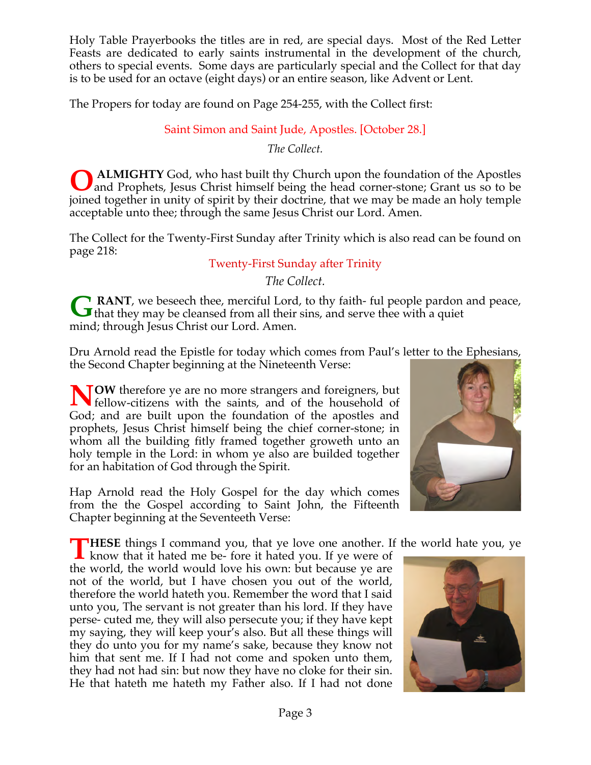Holy Table Prayerbooks the titles are in red, are special days. Most of the Red Letter Feasts are dedicated to early saints instrumental in the development of the church, others to special events. Some days are particularly special and the Collect for that day is to be used for an octave (eight days) or an entire season, like Advent or Lent.

The Propers for today are found on Page 254-255, with the Collect first:

### Saint Simon and Saint Jude, Apostles. [October 28.]

*The Collect.*

**O ALMIGHTY** God, who hast built thy Church upon the foundation of the Apostles and Prophets, Jesus Christ himself being the head corner-stone; Grant us so to be joined together in unity of spirit by their doctrine, that we may be made an holy temple acceptable unto thee; through the same Jesus Christ our Lord. Amen.

The Collect for the Twenty-First Sunday after Trinity which is also read can be found on page 218:

### Twenty-First Sunday after Trinity

*The Collect.*

**GRANT**, we beseech thee, merciful Lord, to thy faith- ful people pardon and peace, that they may be cleansed from all their sins, and serve thee with a quiet mind; through Jesus Christ our Lord. Amen.

Dru Arnold read the Epistle for today which comes from Paul's letter to the Ephesians, the Second Chapter beginning at the Nineteenth Verse:

**NOW** therefore ye are no more strangers and foreigners, but fellow-citizens with the saints, and of the household of God; and are built upon the foundation of the apostles and prophets, Jesus Christ himself being the chief corner-stone; in whom all the building fitly framed together groweth unto an holy temple in the Lord: in whom ye also are builded together for an habitation of God through the Spirit.

Hap Arnold read the Holy Gospel for the day which comes from the the Gospel according to Saint John, the Fifteenth Chapter beginning at the Seventeeth Verse:

**THESE** things I command you, that ye love one another. If the world hate you, ye know that it hated me be- fore it hated you. If ye were of the world, the world would love his own: but because ye are not of the world, but I have chosen you out of the world, therefore the world hateth you. Remember the word that I said unto you, The servant is not greater than his lord. If they have perse- cuted me, they will also persecute you; if they have kept my saying, they will keep your's also. But all these things will they do unto you for my name's sake, because they know not him that sent me. If I had not come and spoken unto them, they had not had sin: but now they have no cloke for their sin. He that hateth me hateth my Father also. If I had not done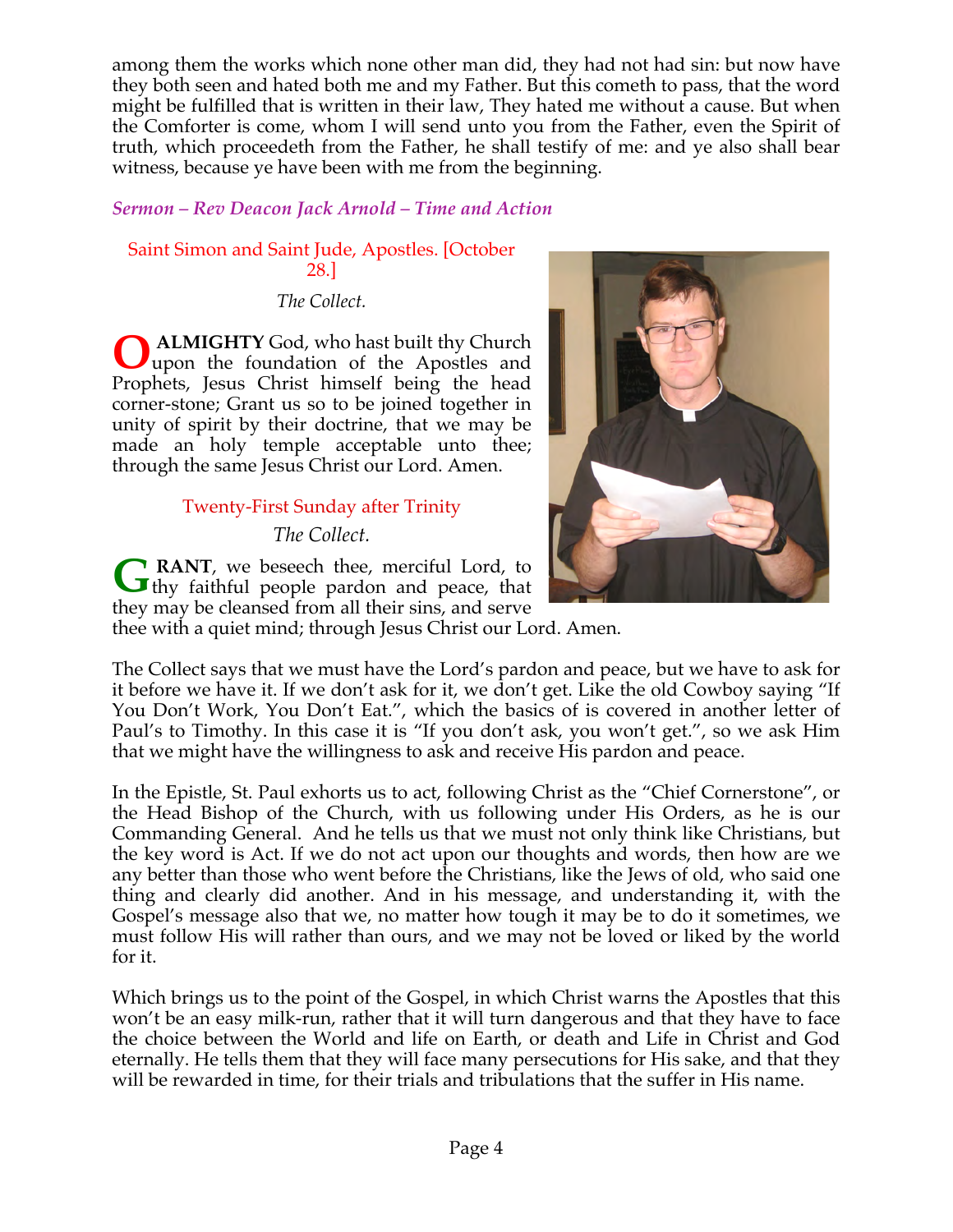among them the works which none other man did, they had not had sin: but now have they both seen and hated both me and my Father. But this cometh to pass, that the word might be fulfilled that is written in their law, They hated me without a cause. But when the Comforter is come, whom I will send unto you from the Father, even the Spirit of truth, which proceedeth from the Father, he shall testify of me: and ye also shall bear witness, because ye have been with me from the beginning.

*Sermon – Rev Deacon Jack Arnold – Time and Action*

Saint Simon and Saint Jude, Apostles. [October 28.]

*The Collect.*

**O ALMIGHTY** God, who hast built thy Church upon the foundation of the Apostles and Prophets, Jesus Christ himself being the head corner-stone; Grant us so to be joined together in unity of spirit by their doctrine, that we may be made an holy temple acceptable unto thee; through the same Jesus Christ our Lord. Amen.

Twenty-First Sunday after Trinity

*The Collect.*

**GRANT**, we beseech thee, merciful Lord, to thy faithful people pardon and peace, that they may be cleansed from all their sins, and serve thee with a quiet mind; through Jesus Christ our Lord. Amen.

The Collect says that we must have the Lord's pardon and peace, but we have to ask for it before we have it. If we don't ask for it, we don't get. Like the old Cowboy saying "If You Don't Work, You Don't Eat.", which the basics of is covered in another letter of Paul's to Timothy. In this case it is "If you don't ask, you won't get.", so we ask Him that we might have the willingness to ask and receive His pardon and peace.

In the Epistle, St. Paul exhorts us to act, following Christ as the "Chief Cornerstone", or the Head Bishop of the Church, with us following under His Orders, as he is our Commanding General. And he tells us that we must not only think like Christians, but the key word is Act. If we do not act upon our thoughts and words, then how are we any better than those who went before the Christians, like the Jews of old, who said one thing and clearly did another. And in his message, and understanding it, with the Gospel's message also that we, no matter how tough it may be to do it sometimes, we must follow His will rather than ours, and we may not be loved or liked by the world for it.

Which brings us to the point of the Gospel, in which Christ warns the Apostles that this won't be an easy milk-run, rather that it will turn dangerous and that they have to face the choice between the World and life on Earth, or death and Life in Christ and God eternally. He tells them that they will face many persecutions for His sake, and that they will be rewarded in time, for their trials and tribulations that the suffer in His name.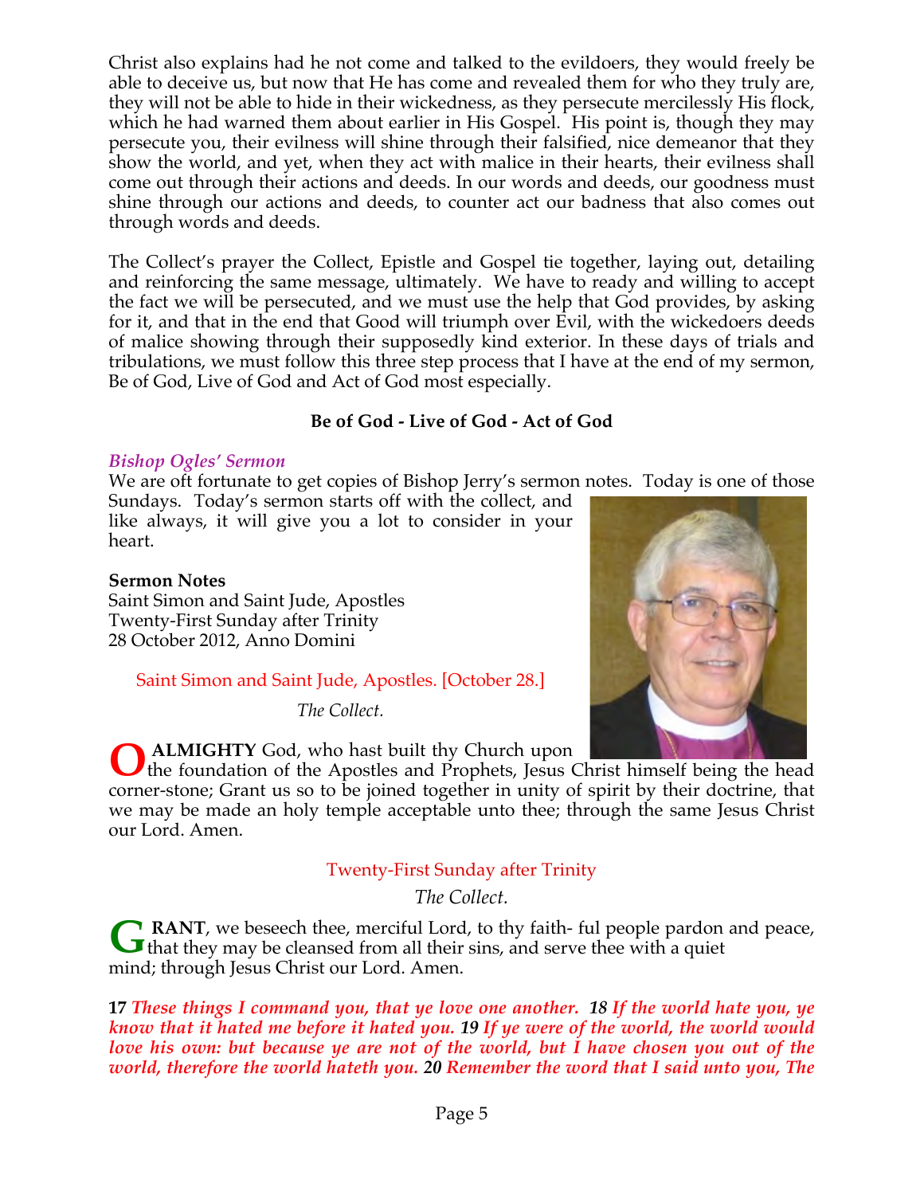Christ also explains had he not come and talked to the evildoers, they would freely be able to deceive us, but now that He has come and revealed them for who they truly are, they will not be able to hide in their wickedness, as they persecute mercilessly His flock, which he had warned them about earlier in His Gospel. His point is, though they may persecute you, their evilness will shine through their falsified, nice demeanor that they show the world, and yet, when they act with malice in their hearts, their evilness shall come out through their actions and deeds. In our words and deeds, our goodness must shine through our actions and deeds, to counter act our badness that also comes out through words and deeds.

The Collect's prayer the Collect, Epistle and Gospel tie together, laying out, detailing and reinforcing the same message, ultimately. We have to ready and willing to accept the fact we will be persecuted, and we must use the help that God provides, by asking for it, and that in the end that Good will triumph over Evil, with the wickedoers deeds of malice showing through their supposedly kind exterior. In these days of trials and tribulations, we must follow this three step process that I have at the end of my sermon, Be of God, Live of God and Act of God most especially.

**Be of God - Live of God - Act of God**

### *Bishop Ogles' Sermon*

We are oft fortunate to get copies of Bishop Jerry's sermon notes. Today is one of those Sundays. Today's sermon starts off with the collect, and like always, it will give you a lot to consider in your heart.

**Sermon Notes**
Saint Simon and Saint Jude, Apostles
Twenty-First Sunday after Trinity
28 October 2012, Anno Domini

Saint Simon and Saint Jude, Apostles. [October 28.]

*The Collect.*

**O ALMIGHTY** God, who hast built thy Church upon the foundation of the Apostles and Prophets, Jesus Christ himself being the head corner-stone; Grant us so to be joined together in unity of spirit by their doctrine, that we may be made an holy temple acceptable unto thee; through the same Jesus Christ our Lord. Amen.

Twenty-First Sunday after Trinity

*The Collect.*

**GRANT**, we beseech thee, merciful Lord, to thy faith- ful people pardon and peace, that they may be cleansed from all their sins, and serve thee with a quiet mind; through Jesus Christ our Lord. Amen.

**17** ***These things I command you, that ye love one another. 18 If the world hate you, ye know that it hated me before it hated you. 19 If ye were of the world, the world would love his own: but because ye are not of the world, but I have chosen you out of the world, therefore the world hateth you. 20 Remember the word that I said unto you, The***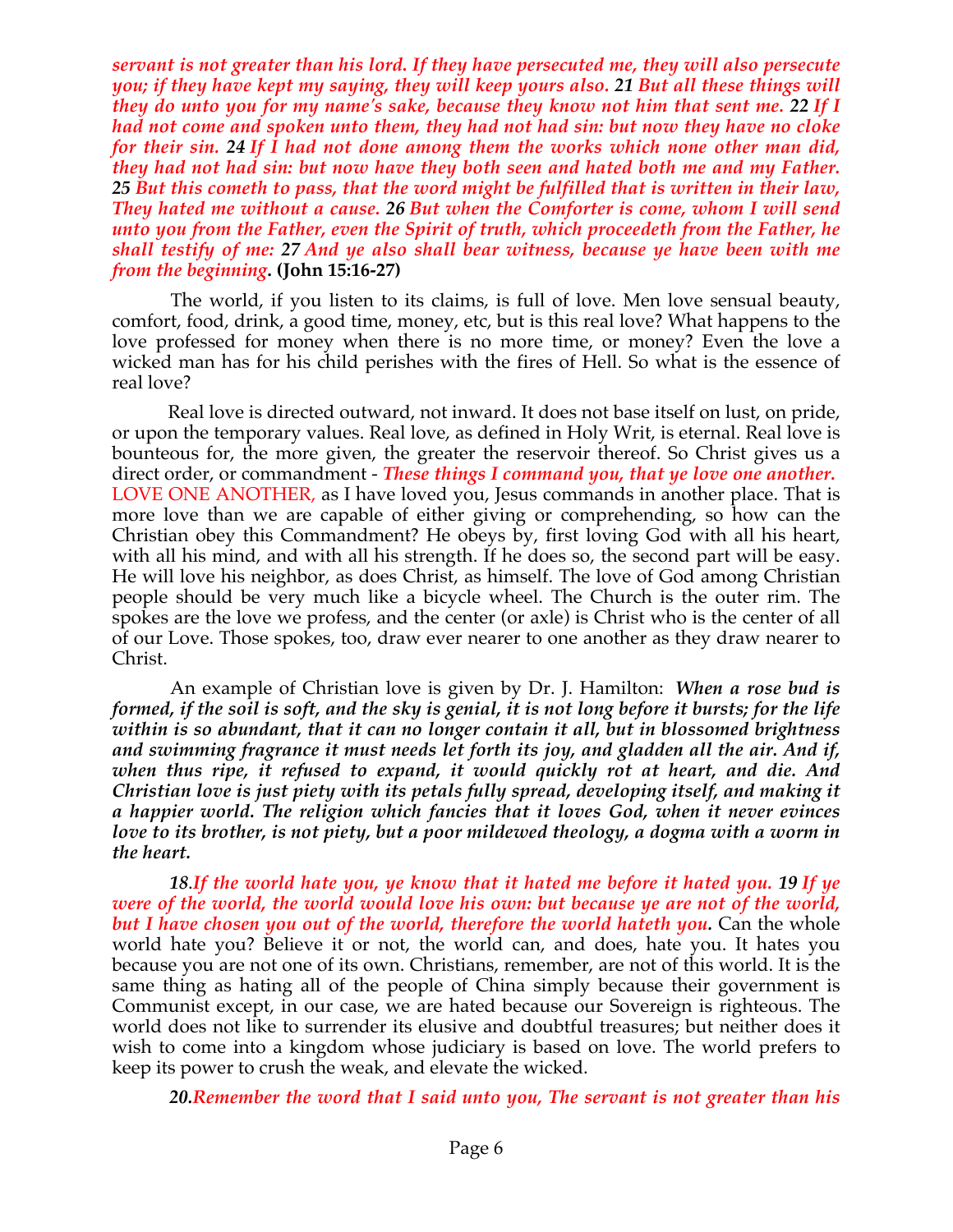***servant is not greater than his lord. If they have persecuted me, they will also persecute you; if they have kept my saying, they will keep yours also. 21 But all these things will they do unto you for my name's sake, because they know not him that sent me. 22 If I had not come and spoken unto them, they had not had sin: but now they have no cloke for their sin. 24 If I had not done among them the works which none other man did, they had not had sin: but now have they both seen and hated both me and my Father. 25 But this cometh to pass, that the word might be fulfilled that is written in their law, They hated me without a cause. 26 But when the Comforter is come, whom I will send unto you from the Father, even the Spirit of truth, which proceedeth from the Father, he shall testify of me: 27 And ye also shall bear witness, because ye have been with me from the beginning*. (John 15:16-27)**

The world, if you listen to its claims, is full of love. Men love sensual beauty, comfort, food, drink, a good time, money, etc, but is this real love? What happens to the love professed for money when there is no more time, or money? Even the love a wicked man has for his child perishes with the fires of Hell. So what is the essence of real love?

Real love is directed outward, not inward. It does not base itself on lust, on pride, or upon the temporary values. Real love, as defined in Holy Writ, is eternal. Real love is bounteous for, the more given, the greater the reservoir thereof. So Christ gives us a direct order, or commandment - ***These things I command you, that ye love one another.*** LOVE ONE ANOTHER, as I have loved you, Jesus commands in another place. That is more love than we are capable of either giving or comprehending, so how can the Christian obey this Commandment? He obeys by, first loving God with all his heart, with all his mind, and with all his strength. If he does so, the second part will be easy. He will love his neighbor, as does Christ, as himself. The love of God among Christian people should be very much like a bicycle wheel. The Church is the outer rim. The spokes are the love we profess, and the center (or axle) is Christ who is the center of all of our Love. Those spokes, too, draw ever nearer to one another as they draw nearer to Christ.

An example of Christian love is given by Dr. J. Hamilton: ***When a rose bud is formed, if the soil is soft, and the sky is genial, it is not long before it bursts; for the life within is so abundant, that it can no longer contain it all, but in blossomed brightness and swimming fragrance it must needs let forth its joy, and gladden all the air. And if, when thus ripe, it refused to expand, it would quickly rot at heart, and die. And Christian love is just piety with its petals fully spread, developing itself, and making it a happier world. The religion which fancies that it loves God, when it never evinces love to its brother, is not piety, but a poor mildewed theology, a dogma with a worm in the heart.***

***18.If the world hate you, ye know that it hated me before it hated you. 19 If ye were of the world, the world would love his own: but because ye are not of the world, but I have chosen you out of the world, therefore the world hateth you.*** Can the whole world hate you? Believe it or not, the world can, and does, hate you. It hates you because you are not one of its own. Christians, remember, are not of this world. It is the same thing as hating all of the people of China simply because their government is Communist except, in our case, we are hated because our Sovereign is righteous. The world does not like to surrender its elusive and doubtful treasures; but neither does it wish to come into a kingdom whose judiciary is based on love. The world prefers to keep its power to crush the weak, and elevate the wicked.

***20.Remember the word that I said unto you, The servant is not greater than his***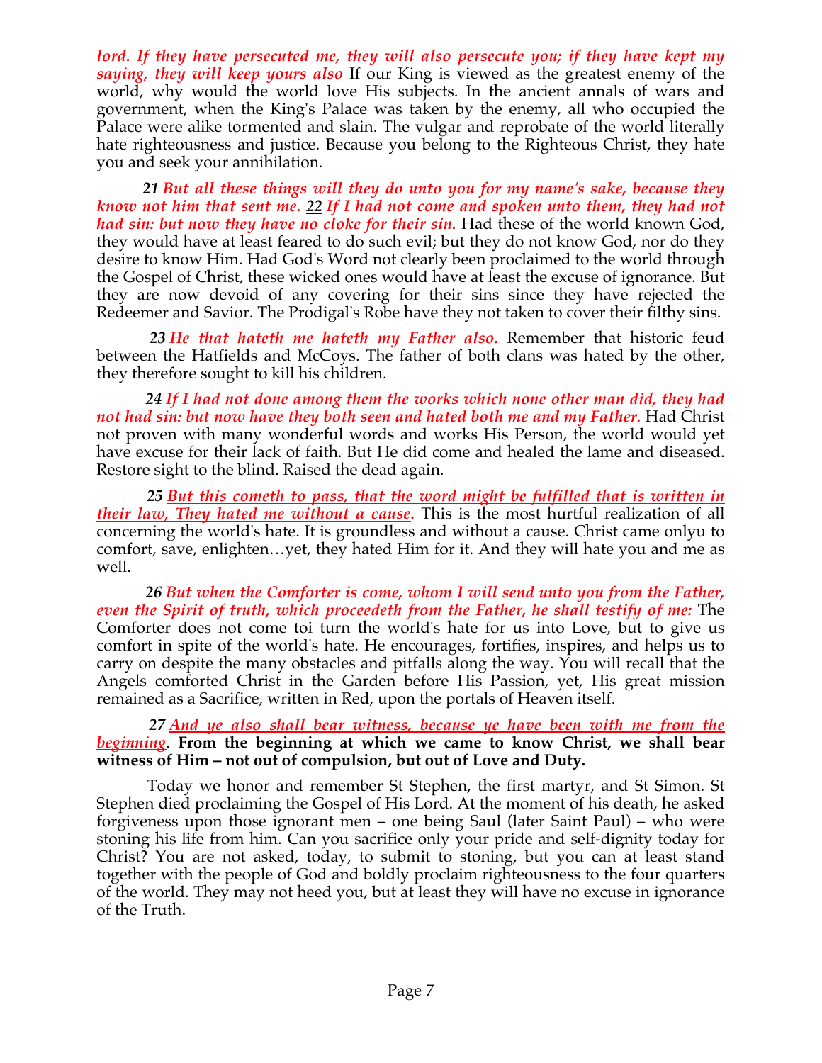*lord. If they have persecuted me, they will also persecute you; if they have kept my saying, they will keep yours also* If our King is viewed as the greatest enemy of the world, why would the world love His subjects. In the ancient annals of wars and government, when the King's Palace was taken by the enemy, all who occupied the Palace were alike tormented and slain. The vulgar and reprobate of the world literally hate righteousness and justice. Because you belong to the Righteous Christ, they hate you and seek your annihilation.

***21*** ***But all these things will they do unto you for my name's sake, because they know not him that sent me.*** ***22*** ***If I had not come and spoken unto them, they had not had sin: but now they have no cloke for their sin.*** Had these of the world known God, they would have at least feared to do such evil; but they do not know God, nor do they desire to know Him. Had God's Word not clearly been proclaimed to the world through the Gospel of Christ, these wicked ones would have at least the excuse of ignorance. But they are now devoid of any covering for their sins since they have rejected the Redeemer and Savior. The Prodigal's Robe have they not taken to cover their filthy sins.

***23*** ***He that hateth me hateth my Father also.*** Remember that historic feud between the Hatfields and McCoys. The father of both clans was hated by the other, they therefore sought to kill his children.

***24*** ***If I had not done among them the works which none other man did, they had not had sin: but now have they both seen and hated both me and my Father.*** Had Christ not proven with many wonderful words and works His Person, the world would yet have excuse for their lack of faith. But He did come and healed the lame and diseased. Restore sight to the blind. Raised the dead again.

***25*** ***But this cometh to pass, that the word might be fulfilled that is written in their law, They hated me without a cause.*** This is the most hurtful realization of all concerning the world's hate. It is groundless and without a cause. Christ came onlyu to comfort, save, enlighten…yet, they hated Him for it. And they will hate you and me as well.

***26*** ***But when the Comforter is come, whom I will send unto you from the Father, even the Spirit of truth, which proceedeth from the Father, he shall testify of me:*** The Comforter does not come toi turn the world's hate for us into Love, but to give us comfort in spite of the world's hate. He encourages, fortifies, inspires, and helps us to carry on despite the many obstacles and pitfalls along the way. You will recall that the Angels comforted Christ in the Garden before His Passion, yet, His great mission remained as a Sacrifice, written in Red, upon the portals of Heaven itself.

***27*** ***And ye also shall bear witness, because ye have been with me from the beginning*****. From the beginning at which we came to know Christ, we shall bear witness of Him – not out of compulsion, but out of Love and Duty.**

Today we honor and remember St Stephen, the first martyr, and St Simon. St Stephen died proclaiming the Gospel of His Lord. At the moment of his death, he asked forgiveness upon those ignorant men – one being Saul (later Saint Paul) – who were stoning his life from him. Can you sacrifice only your pride and self-dignity today for Christ? You are not asked, today, to submit to stoning, but you can at least stand together with the people of God and boldly proclaim righteousness to the four quarters of the world. They may not heed you, but at least they will have no excuse in ignorance of the Truth.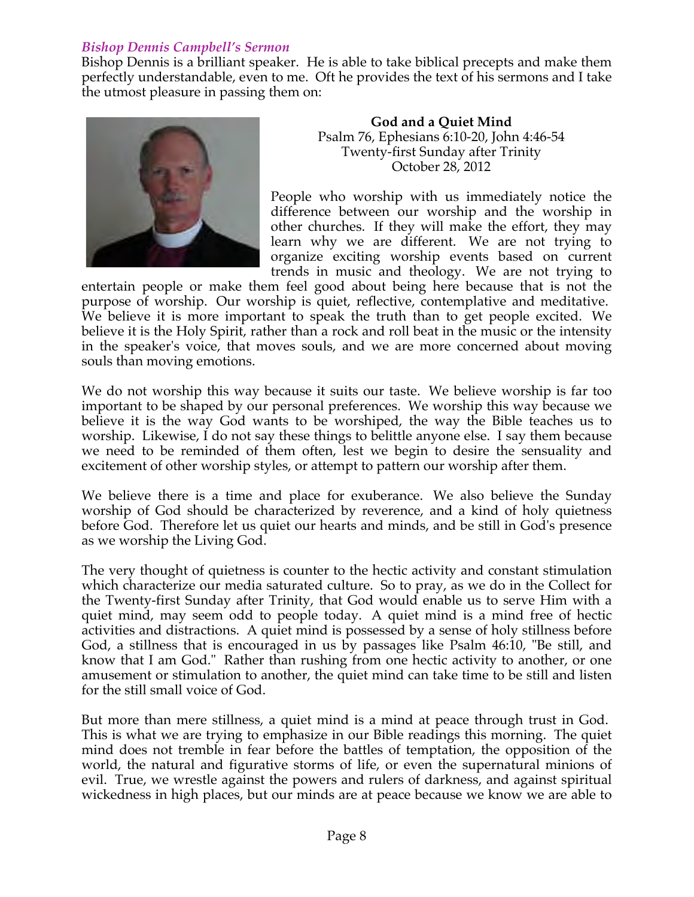*Bishop Dennis Campbell's Sermon*

Bishop Dennis is a brilliant speaker. He is able to take biblical precepts and make them perfectly understandable, even to me. Oft he provides the text of his sermons and I take the utmost pleasure in passing them on:

**God and a Quiet Mind**
Psalm 76, Ephesians 6:10-20, John 4:46-54
Twenty-first Sunday after Trinity
October 28, 2012

People who worship with us immediately notice the difference between our worship and the worship in other churches. If they will make the effort, they may learn why we are different. We are not trying to organize exciting worship events based on current trends in music and theology. We are not trying to entertain people or make them feel good about being here because that is not the purpose of worship. Our worship is quiet, reflective, contemplative and meditative. We believe it is more important to speak the truth than to get people excited. We believe it is the Holy Spirit, rather than a rock and roll beat in the music or the intensity in the speaker's voice, that moves souls, and we are more concerned about moving souls than moving emotions.

We do not worship this way because it suits our taste. We believe worship is far too important to be shaped by our personal preferences. We worship this way because we believe it is the way God wants to be worshiped, the way the Bible teaches us to worship. Likewise, I do not say these things to belittle anyone else. I say them because we need to be reminded of them often, lest we begin to desire the sensuality and excitement of other worship styles, or attempt to pattern our worship after them.

We believe there is a time and place for exuberance. We also believe the Sunday worship of God should be characterized by reverence, and a kind of holy quietness before God. Therefore let us quiet our hearts and minds, and be still in God's presence as we worship the Living God.

The very thought of quietness is counter to the hectic activity and constant stimulation which characterize our media saturated culture. So to pray, as we do in the Collect for the Twenty-first Sunday after Trinity, that God would enable us to serve Him with a quiet mind, may seem odd to people today. A quiet mind is a mind free of hectic activities and distractions. A quiet mind is possessed by a sense of holy stillness before God, a stillness that is encouraged in us by passages like Psalm 46:10, "Be still, and know that I am God." Rather than rushing from one hectic activity to another, or one amusement or stimulation to another, the quiet mind can take time to be still and listen for the still small voice of God.

But more than mere stillness, a quiet mind is a mind at peace through trust in God. This is what we are trying to emphasize in our Bible readings this morning. The quiet mind does not tremble in fear before the battles of temptation, the opposition of the world, the natural and figurative storms of life, or even the supernatural minions of evil. True, we wrestle against the powers and rulers of darkness, and against spiritual wickedness in high places, but our minds are at peace because we know we are able to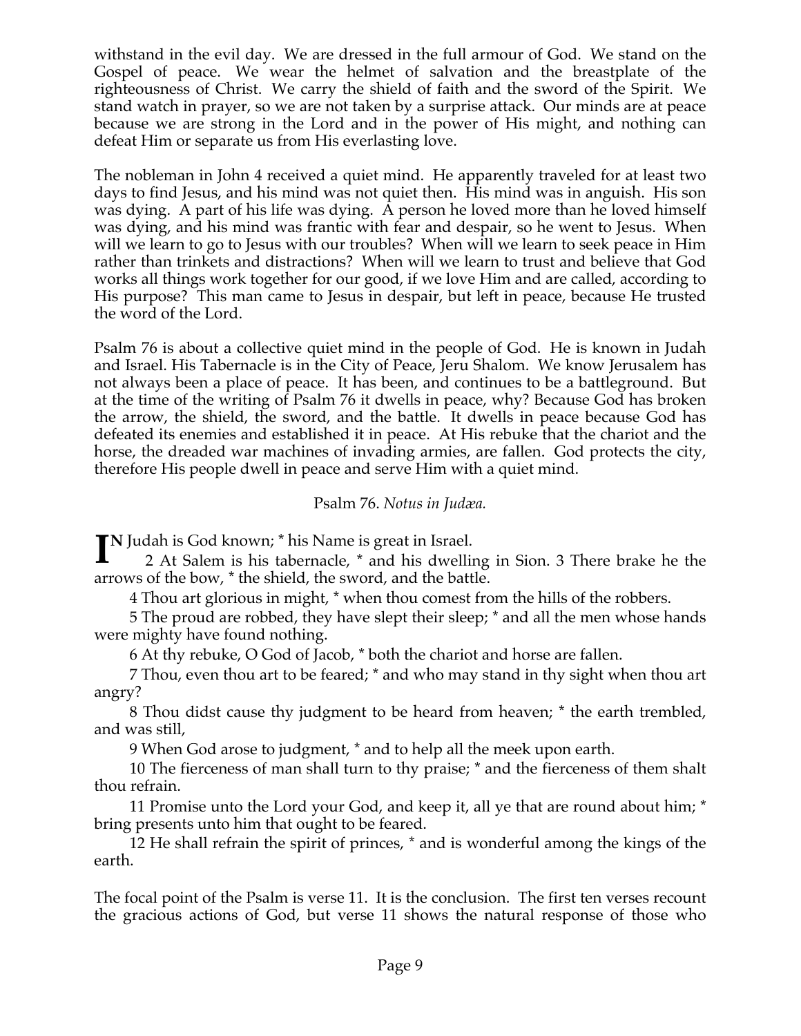withstand in the evil day. We are dressed in the full armour of God. We stand on the Gospel of peace. We wear the helmet of salvation and the breastplate of the righteousness of Christ. We carry the shield of faith and the sword of the Spirit. We stand watch in prayer, so we are not taken by a surprise attack. Our minds are at peace because we are strong in the Lord and in the power of His might, and nothing can defeat Him or separate us from His everlasting love.

The nobleman in John 4 received a quiet mind. He apparently traveled for at least two days to find Jesus, and his mind was not quiet then. His mind was in anguish. His son was dying. A part of his life was dying. A person he loved more than he loved himself was dying, and his mind was frantic with fear and despair, so he went to Jesus. When will we learn to go to Jesus with our troubles? When will we learn to seek peace in Him rather than trinkets and distractions? When will we learn to trust and believe that God works all things work together for our good, if we love Him and are called, according to His purpose? This man came to Jesus in despair, but left in peace, because He trusted the word of the Lord.

Psalm 76 is about a collective quiet mind in the people of God. He is known in Judah and Israel. His Tabernacle is in the City of Peace, Jeru Shalom. We know Jerusalem has not always been a place of peace. It has been, and continues to be a battleground. But at the time of the writing of Psalm 76 it dwells in peace, why? Because God has broken the arrow, the shield, the sword, and the battle. It dwells in peace because God has defeated its enemies and established it in peace. At His rebuke that the chariot and the horse, the dreaded war machines of invading armies, are fallen. God protects the city, therefore His people dwell in peace and serve Him with a quiet mind.

Psalm 76. *Notus in Judæa.*

IN Judah is God known; * his Name is great in Israel.

2 At Salem is his tabernacle, * and his dwelling in Sion. 3 There brake he the arrows of the bow, * the shield, the sword, and the battle.

4 Thou art glorious in might, * when thou comest from the hills of the robbers.

5 The proud are robbed, they have slept their sleep; * and all the men whose hands were mighty have found nothing.

6 At thy rebuke, O God of Jacob, * both the chariot and horse are fallen.

7 Thou, even thou art to be feared; * and who may stand in thy sight when thou art angry?

8 Thou didst cause thy judgment to be heard from heaven; * the earth trembled, and was still,

9 When God arose to judgment, * and to help all the meek upon earth.

10 The fierceness of man shall turn to thy praise; * and the fierceness of them shalt thou refrain.

11 Promise unto the Lord your God, and keep it, all ye that are round about him; * bring presents unto him that ought to be feared.

12 He shall refrain the spirit of princes, * and is wonderful among the kings of the earth.

The focal point of the Psalm is verse 11. It is the conclusion. The first ten verses recount the gracious actions of God, but verse 11 shows the natural response of those who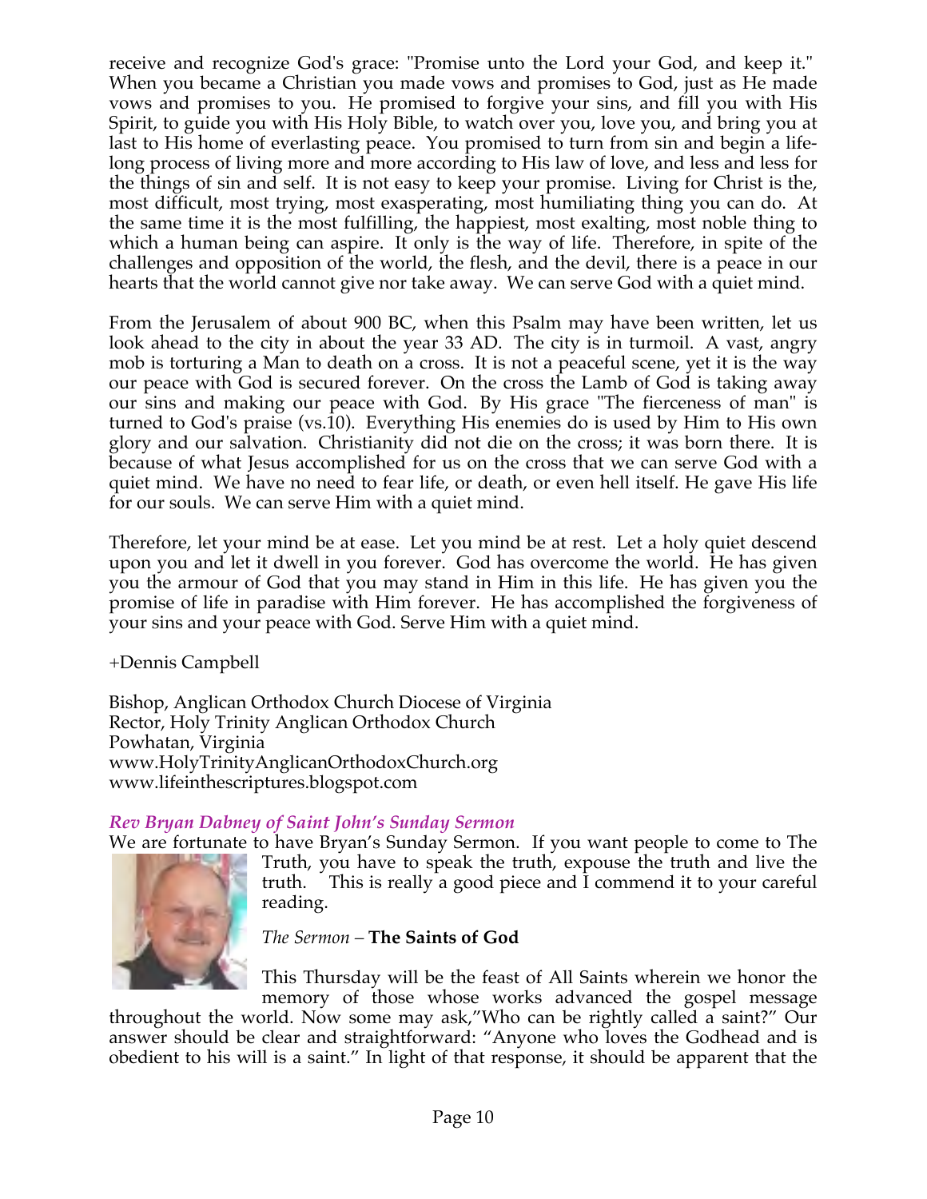receive and recognize God's grace: "Promise unto the Lord your God, and keep it." When you became a Christian you made vows and promises to God, just as He made vows and promises to you. He promised to forgive your sins, and fill you with His Spirit, to guide you with His Holy Bible, to watch over you, love you, and bring you at last to His home of everlasting peace. You promised to turn from sin and begin a life-long process of living more and more according to His law of love, and less and less for the things of sin and self. It is not easy to keep your promise. Living for Christ is the, most difficult, most trying, most exasperating, most humiliating thing you can do. At the same time it is the most fulfilling, the happiest, most exalting, most noble thing to which a human being can aspire. It only is the way of life. Therefore, in spite of the challenges and opposition of the world, the flesh, and the devil, there is a peace in our hearts that the world cannot give nor take away. We can serve God with a quiet mind.

From the Jerusalem of about 900 BC, when this Psalm may have been written, let us look ahead to the city in about the year 33 AD. The city is in turmoil. A vast, angry mob is torturing a Man to death on a cross. It is not a peaceful scene, yet it is the way our peace with God is secured forever. On the cross the Lamb of God is taking away our sins and making our peace with God. By His grace "The fierceness of man" is turned to God's praise (vs.10). Everything His enemies do is used by Him to His own glory and our salvation. Christianity did not die on the cross; it was born there. It is because of what Jesus accomplished for us on the cross that we can serve God with a quiet mind. We have no need to fear life, or death, or even hell itself. He gave His life for our souls. We can serve Him with a quiet mind.

Therefore, let your mind be at ease. Let you mind be at rest. Let a holy quiet descend upon you and let it dwell in you forever. God has overcome the world. He has given you the armour of God that you may stand in Him in this life. He has given you the promise of life in paradise with Him forever. He has accomplished the forgiveness of your sins and your peace with God. Serve Him with a quiet mind.

+Dennis Campbell

Bishop, Anglican Orthodox Church Diocese of Virginia
Rector, Holy Trinity Anglican Orthodox Church
Powhatan, Virginia
www.HolyTrinityAnglicanOrthodoxChurch.org
www.lifeinthescriptures.blogspot.com

### *Rev Bryan Dabney of Saint John's Sunday Sermon*

We are fortunate to have Bryan's Sunday Sermon. If you want people to come to The Truth, you have to speak the truth, expouse the truth and live the truth. This is really a good piece and I commend it to your careful reading.

*The Sermon* – **The Saints of God**

This Thursday will be the feast of All Saints wherein we honor the memory of those whose works advanced the gospel message throughout the world. Now some may ask,"Who can be rightly called a saint?" Our answer should be clear and straightforward: "Anyone who loves the Godhead and is obedient to his will is a saint." In light of that response, it should be apparent that the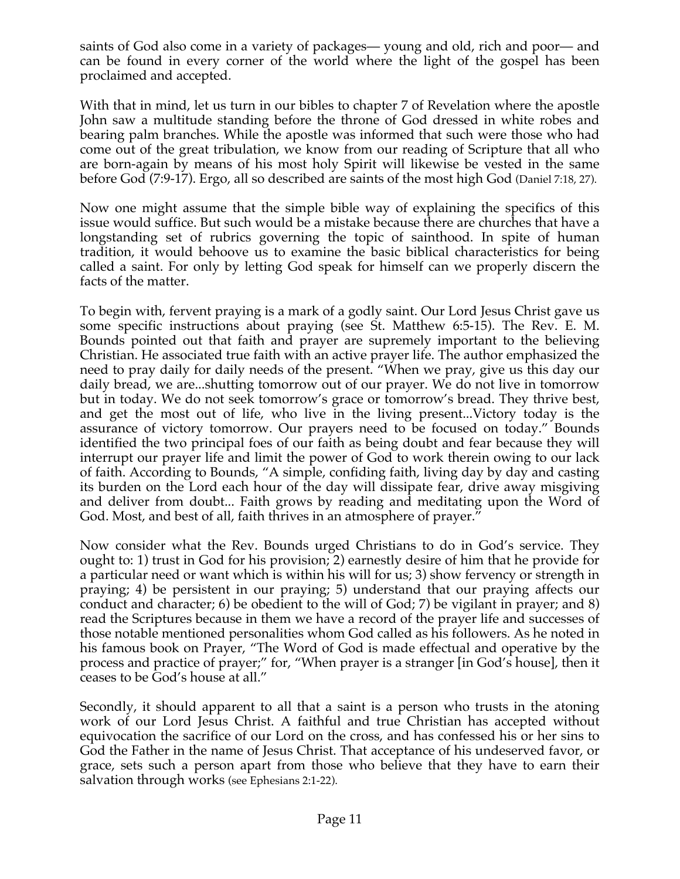saints of God also come in a variety of packages— young and old, rich and poor— and can be found in every corner of the world where the light of the gospel has been proclaimed and accepted.

With that in mind, let us turn in our bibles to chapter 7 of Revelation where the apostle John saw a multitude standing before the throne of God dressed in white robes and bearing palm branches. While the apostle was informed that such were those who had come out of the great tribulation, we know from our reading of Scripture that all who are born-again by means of his most holy Spirit will likewise be vested in the same before God (7:9-17). Ergo, all so described are saints of the most high God (Daniel 7:18, 27).

Now one might assume that the simple bible way of explaining the specifics of this issue would suffice. But such would be a mistake because there are churches that have a longstanding set of rubrics governing the topic of sainthood. In spite of human tradition, it would behoove us to examine the basic biblical characteristics for being called a saint. For only by letting God speak for himself can we properly discern the facts of the matter.

To begin with, fervent praying is a mark of a godly saint. Our Lord Jesus Christ gave us some specific instructions about praying (see St. Matthew 6:5-15). The Rev. E. M. Bounds pointed out that faith and prayer are supremely important to the believing Christian. He associated true faith with an active prayer life. The author emphasized the need to pray daily for daily needs of the present. "When we pray, give us this day our daily bread, we are...shutting tomorrow out of our prayer. We do not live in tomorrow but in today. We do not seek tomorrow's grace or tomorrow's bread. They thrive best, and get the most out of life, who live in the living present...Victory today is the assurance of victory tomorrow. Our prayers need to be focused on today." Bounds identified the two principal foes of our faith as being doubt and fear because they will interrupt our prayer life and limit the power of God to work therein owing to our lack of faith. According to Bounds, "A simple, confiding faith, living day by day and casting its burden on the Lord each hour of the day will dissipate fear, drive away misgiving and deliver from doubt... Faith grows by reading and meditating upon the Word of God. Most, and best of all, faith thrives in an atmosphere of prayer."

Now consider what the Rev. Bounds urged Christians to do in God's service. They ought to: 1) trust in God for his provision; 2) earnestly desire of him that he provide for a particular need or want which is within his will for us; 3) show fervency or strength in praying; 4) be persistent in our praying; 5) understand that our praying affects our conduct and character; 6) be obedient to the will of God; 7) be vigilant in prayer; and 8) read the Scriptures because in them we have a record of the prayer life and successes of those notable mentioned personalities whom God called as his followers. As he noted in his famous book on Prayer, "The Word of God is made effectual and operative by the process and practice of prayer;" for, "When prayer is a stranger [in God's house], then it ceases to be God's house at all."

Secondly, it should apparent to all that a saint is a person who trusts in the atoning work of our Lord Jesus Christ. A faithful and true Christian has accepted without equivocation the sacrifice of our Lord on the cross, and has confessed his or her sins to God the Father in the name of Jesus Christ. That acceptance of his undeserved favor, or grace, sets such a person apart from those who believe that they have to earn their salvation through works (see Ephesians 2:1-22).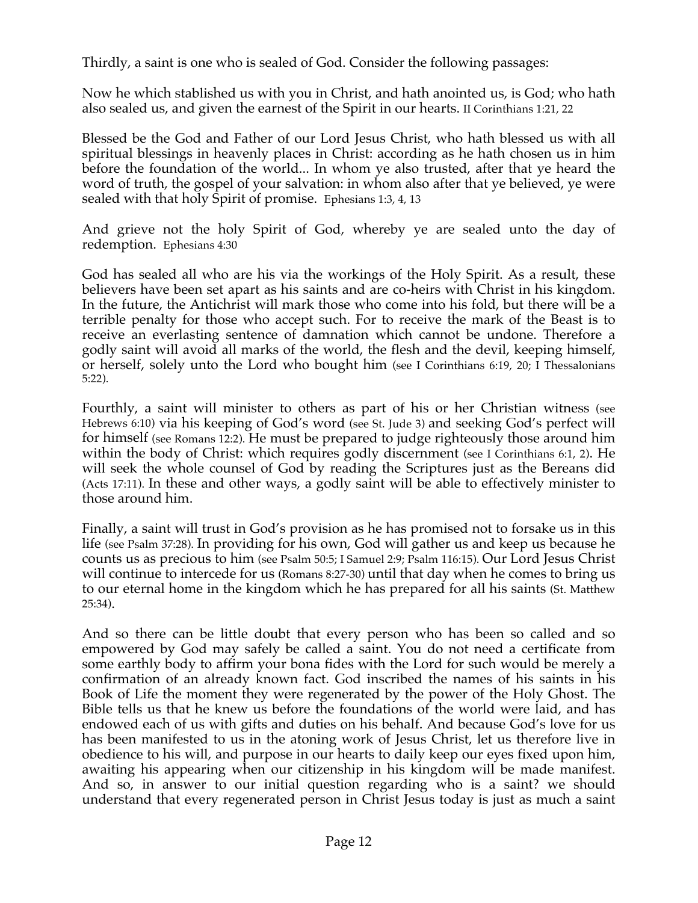Thirdly, a saint is one who is sealed of God. Consider the following passages:

Now he which stablished us with you in Christ, and hath anointed us, is God; who hath also sealed us, and given the earnest of the Spirit in our hearts. II Corinthians 1:21, 22

Blessed be the God and Father of our Lord Jesus Christ, who hath blessed us with all spiritual blessings in heavenly places in Christ: according as he hath chosen us in him before the foundation of the world... In whom ye also trusted, after that ye heard the word of truth, the gospel of your salvation: in whom also after that ye believed, ye were sealed with that holy Spirit of promise. Ephesians 1:3, 4, 13

And grieve not the holy Spirit of God, whereby ye are sealed unto the day of redemption. Ephesians 4:30

God has sealed all who are his via the workings of the Holy Spirit. As a result, these believers have been set apart as his saints and are co-heirs with Christ in his kingdom. In the future, the Antichrist will mark those who come into his fold, but there will be a terrible penalty for those who accept such. For to receive the mark of the Beast is to receive an everlasting sentence of damnation which cannot be undone. Therefore a godly saint will avoid all marks of the world, the flesh and the devil, keeping himself, or herself, solely unto the Lord who bought him (see I Corinthians 6:19, 20; I Thessalonians 5:22).

Fourthly, a saint will minister to others as part of his or her Christian witness (see Hebrews 6:10) via his keeping of God's word (see St. Jude 3) and seeking God's perfect will for himself (see Romans 12:2). He must be prepared to judge righteously those around him within the body of Christ: which requires godly discernment (see I Corinthians 6:1, 2). He will seek the whole counsel of God by reading the Scriptures just as the Bereans did (Acts 17:11). In these and other ways, a godly saint will be able to effectively minister to those around him.

Finally, a saint will trust in God's provision as he has promised not to forsake us in this life (see Psalm 37:28). In providing for his own, God will gather us and keep us because he counts us as precious to him (see Psalm 50:5; I Samuel 2:9; Psalm 116:15). Our Lord Jesus Christ will continue to intercede for us (Romans 8:27-30) until that day when he comes to bring us to our eternal home in the kingdom which he has prepared for all his saints (St. Matthew 25:34).

And so there can be little doubt that every person who has been so called and so empowered by God may safely be called a saint. You do not need a certificate from some earthly body to affirm your bona fides with the Lord for such would be merely a confirmation of an already known fact. God inscribed the names of his saints in his Book of Life the moment they were regenerated by the power of the Holy Ghost. The Bible tells us that he knew us before the foundations of the world were laid, and has endowed each of us with gifts and duties on his behalf. And because God's love for us has been manifested to us in the atoning work of Jesus Christ, let us therefore live in obedience to his will, and purpose in our hearts to daily keep our eyes fixed upon him, awaiting his appearing when our citizenship in his kingdom will be made manifest. And so, in answer to our initial question regarding who is a saint? we should understand that every regenerated person in Christ Jesus today is just as much a saint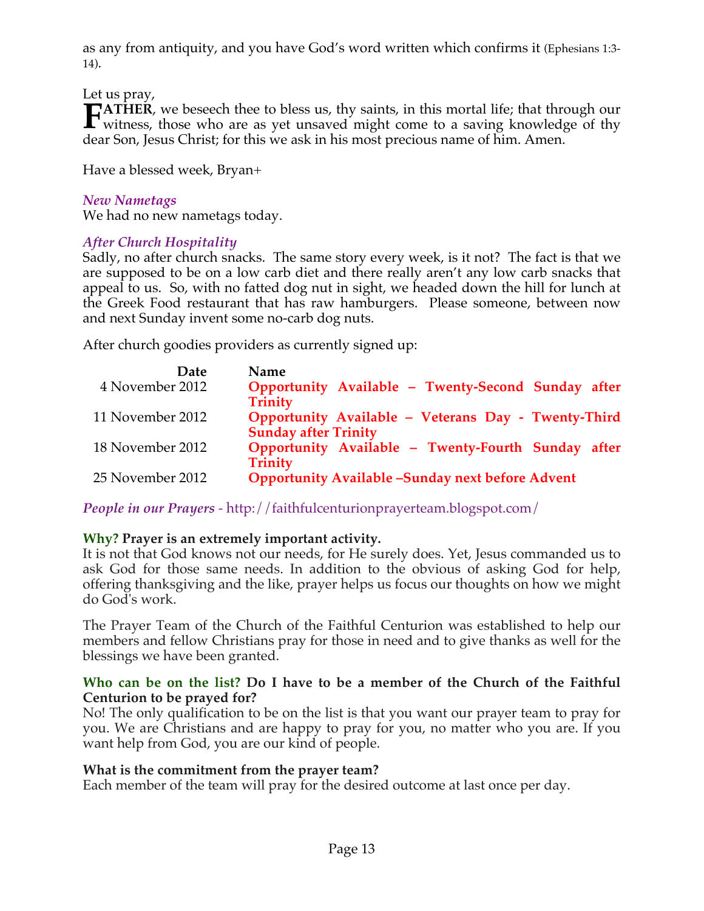as any from antiquity, and you have God's word written which confirms it (Ephesians 1:3-14).

Let us pray,

**FATHER**, we beseech thee to bless us, thy saints, in this mortal life; that through our witness, those who are as yet unsaved might come to a saving knowledge of thy dear Son, Jesus Christ; for this we ask in his most precious name of him. Amen.

Have a blessed week, Bryan+

### *New Nametags*

We had no new nametags today.

### *After Church Hospitality*

Sadly, no after church snacks. The same story every week, is it not? The fact is that we are supposed to be on a low carb diet and there really aren't any low carb snacks that appeal to us. So, with no fatted dog nut in sight, we headed down the hill for lunch at the Greek Food restaurant that has raw hamburgers. Please someone, between now and next Sunday invent some no-carb dog nuts.

After church goodies providers as currently signed up:

| Date | Name |
|---|---|
| 4 November 2012 | **Opportunity Available – Twenty-Second Sunday after Trinity** |
| 11 November 2012 | **Opportunity Available – Veterans Day - Twenty-Third Sunday after Trinity** |
| 18 November 2012 | **Opportunity Available – Twenty-Fourth Sunday after Trinity** |
| 25 November 2012 | **Opportunity Available –Sunday next before Advent** |

*People in our Prayers* - http://faithfulcenturionprayerteam.blogspot.com/

**Why? Prayer is an extremely important activity.**

It is not that God knows not our needs, for He surely does. Yet, Jesus commanded us to ask God for those same needs. In addition to the obvious of asking God for help, offering thanksgiving and the like, prayer helps us focus our thoughts on how we might do God's work.

The Prayer Team of the Church of the Faithful Centurion was established to help our members and fellow Christians pray for those in need and to give thanks as well for the blessings we have been granted.

**Who can be on the list? Do I have to be a member of the Church of the Faithful Centurion to be prayed for?**

No! The only qualification to be on the list is that you want our prayer team to pray for you. We are Christians and are happy to pray for you, no matter who you are. If you want help from God, you are our kind of people.

**What is the commitment from the prayer team?**

Each member of the team will pray for the desired outcome at last once per day.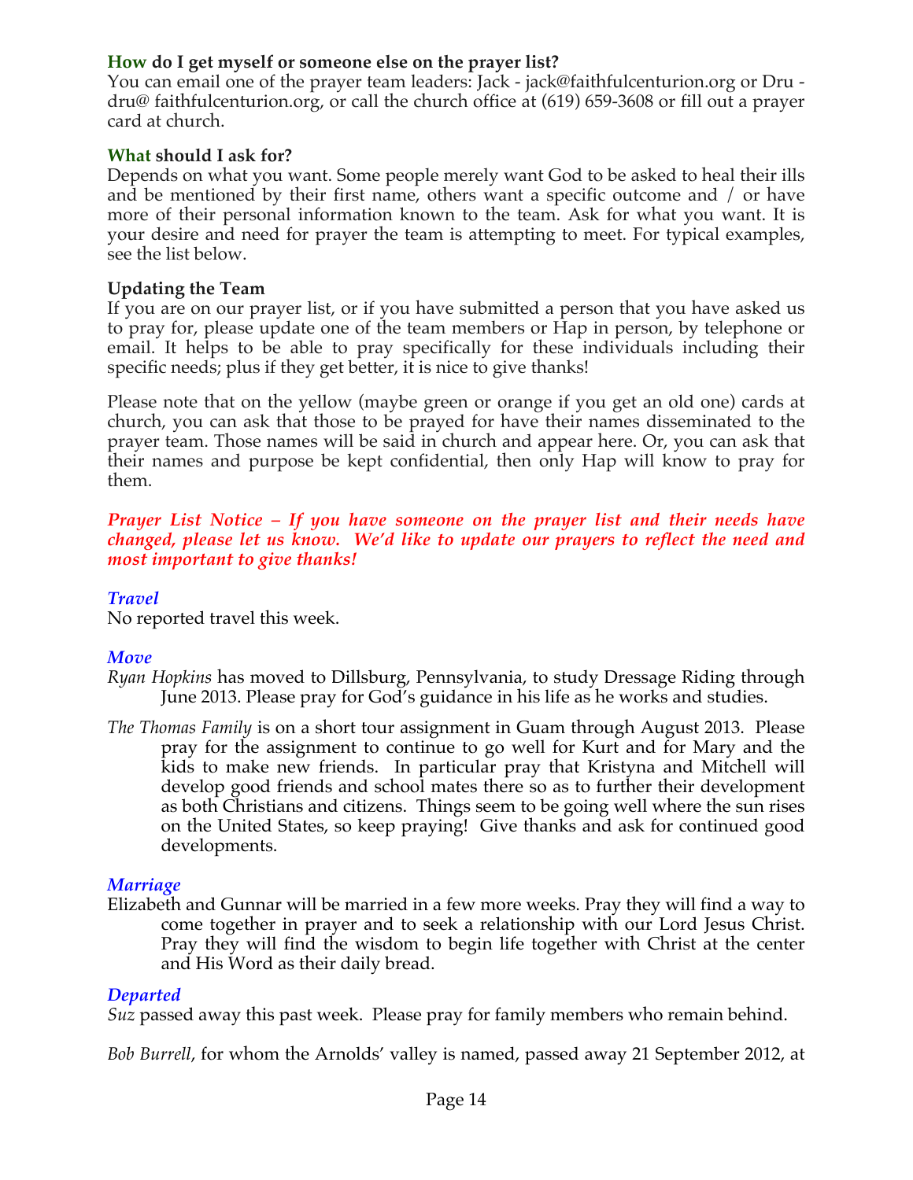**How do I get myself or someone else on the prayer list?**

You can email one of the prayer team leaders: Jack - jack@faithfulcenturion.org or Dru - dru@ faithfulcenturion.org, or call the church office at (619) 659-3608 or fill out a prayer card at church.

**What should I ask for?**

Depends on what you want. Some people merely want God to be asked to heal their ills and be mentioned by their first name, others want a specific outcome and / or have more of their personal information known to the team. Ask for what you want. It is your desire and need for prayer the team is attempting to meet. For typical examples, see the list below.

**Updating the Team**

If you are on our prayer list, or if you have submitted a person that you have asked us to pray for, please update one of the team members or Hap in person, by telephone or email. It helps to be able to pray specifically for these individuals including their specific needs; plus if they get better, it is nice to give thanks!

Please note that on the yellow (maybe green or orange if you get an old one) cards at church, you can ask that those to be prayed for have their names disseminated to the prayer team. Those names will be said in church and appear here. Or, you can ask that their names and purpose be kept confidential, then only Hap will know to pray for them.

***Prayer List Notice – If you have someone on the prayer list and their needs have changed, please let us know. We'd like to update our prayers to reflect the need and most important to give thanks!***

*Travel*

No reported travel this week.

*Move*

*Ryan Hopkins* has moved to Dillsburg, Pennsylvania, to study Dressage Riding through June 2013. Please pray for God's guidance in his life as he works and studies.

*The Thomas Family* is on a short tour assignment in Guam through August 2013. Please pray for the assignment to continue to go well for Kurt and for Mary and the kids to make new friends. In particular pray that Kristyna and Mitchell will develop good friends and school mates there so as to further their development as both Christians and citizens. Things seem to be going well where the sun rises on the United States, so keep praying! Give thanks and ask for continued good developments.

*Marriage*

Elizabeth and Gunnar will be married in a few more weeks. Pray they will find a way to come together in prayer and to seek a relationship with our Lord Jesus Christ. Pray they will find the wisdom to begin life together with Christ at the center and His Word as their daily bread.

*Departed*

*Suz* passed away this past week. Please pray for family members who remain behind.

*Bob Burrell*, for whom the Arnolds' valley is named, passed away 21 September 2012, at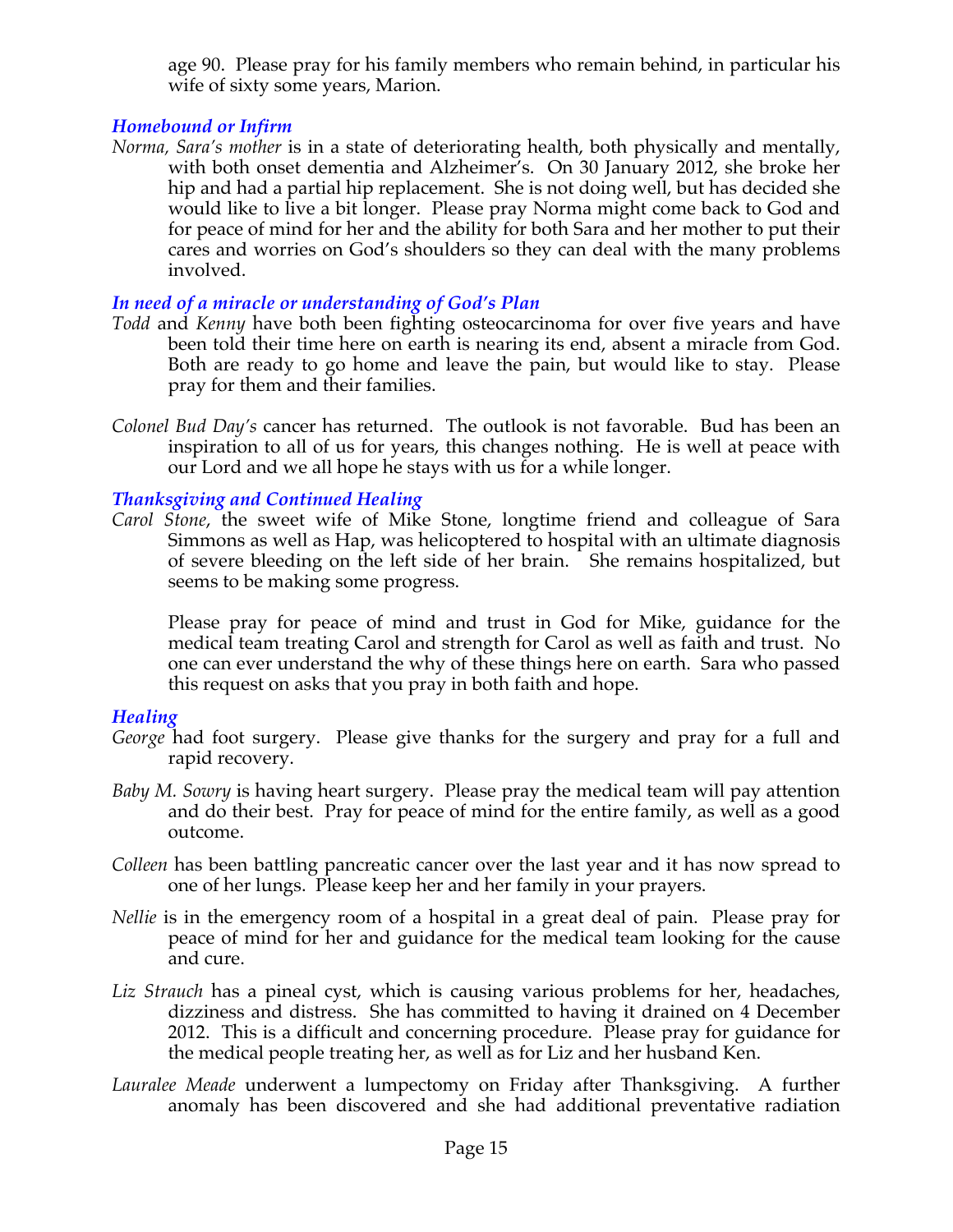age 90. Please pray for his family members who remain behind, in particular his wife of sixty some years, Marion.

### *Homebound or Infirm*

*Norma, Sara's mother* is in a state of deteriorating health, both physically and mentally, with both onset dementia and Alzheimer's. On 30 January 2012, she broke her hip and had a partial hip replacement. She is not doing well, but has decided she would like to live a bit longer. Please pray Norma might come back to God and for peace of mind for her and the ability for both Sara and her mother to put their cares and worries on God's shoulders so they can deal with the many problems involved.

### *In need of a miracle or understanding of God's Plan*

*Todd* and *Kenny* have both been fighting osteocarcinoma for over five years and have been told their time here on earth is nearing its end, absent a miracle from God. Both are ready to go home and leave the pain, but would like to stay. Please pray for them and their families.

*Colonel Bud Day's* cancer has returned. The outlook is not favorable. Bud has been an inspiration to all of us for years, this changes nothing. He is well at peace with our Lord and we all hope he stays with us for a while longer.

### *Thanksgiving and Continued Healing*

*Carol Stone*, the sweet wife of Mike Stone, longtime friend and colleague of Sara Simmons as well as Hap, was helicoptered to hospital with an ultimate diagnosis of severe bleeding on the left side of her brain. She remains hospitalized, but seems to be making some progress.

Please pray for peace of mind and trust in God for Mike, guidance for the medical team treating Carol and strength for Carol as well as faith and trust. No one can ever understand the why of these things here on earth. Sara who passed this request on asks that you pray in both faith and hope.

### *Healing*

*George* had foot surgery. Please give thanks for the surgery and pray for a full and rapid recovery.

*Baby M. Sowry* is having heart surgery. Please pray the medical team will pay attention and do their best. Pray for peace of mind for the entire family, as well as a good outcome.

*Colleen* has been battling pancreatic cancer over the last year and it has now spread to one of her lungs. Please keep her and her family in your prayers.

*Nellie* is in the emergency room of a hospital in a great deal of pain. Please pray for peace of mind for her and guidance for the medical team looking for the cause and cure.

*Liz Strauch* has a pineal cyst, which is causing various problems for her, headaches, dizziness and distress. She has committed to having it drained on 4 December 2012. This is a difficult and concerning procedure. Please pray for guidance for the medical people treating her, as well as for Liz and her husband Ken.

*Lauralee Meade* underwent a lumpectomy on Friday after Thanksgiving. A further anomaly has been discovered and she had additional preventative radiation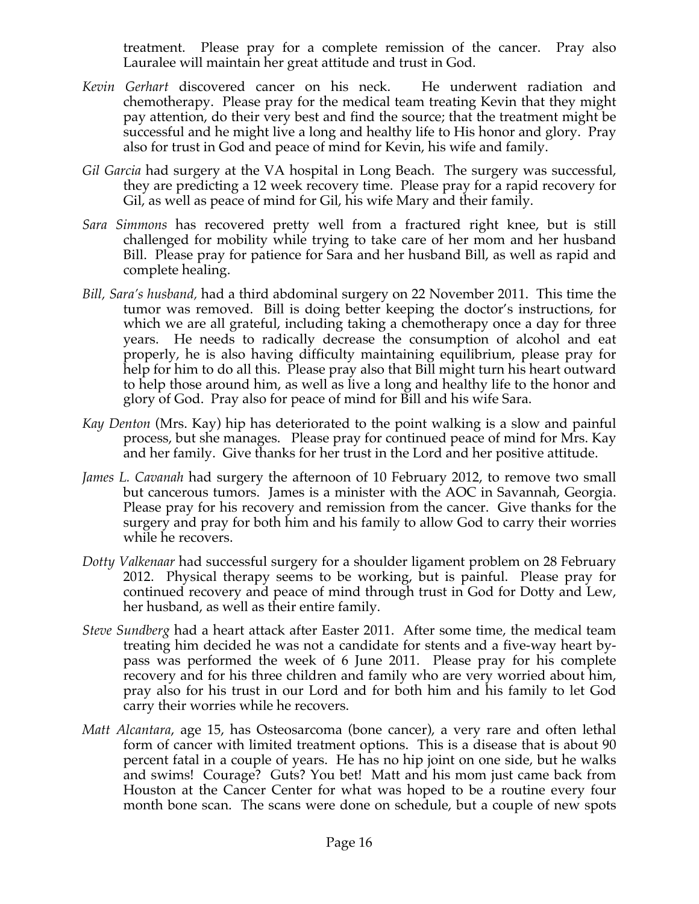treatment. Please pray for a complete remission of the cancer. Pray also Lauralee will maintain her great attitude and trust in God.

*Kevin Gerhart* discovered cancer on his neck. He underwent radiation and chemotherapy. Please pray for the medical team treating Kevin that they might pay attention, do their very best and find the source; that the treatment might be successful and he might live a long and healthy life to His honor and glory. Pray also for trust in God and peace of mind for Kevin, his wife and family.

*Gil Garcia* had surgery at the VA hospital in Long Beach. The surgery was successful, they are predicting a 12 week recovery time. Please pray for a rapid recovery for Gil, as well as peace of mind for Gil, his wife Mary and their family.

*Sara Simmons* has recovered pretty well from a fractured right knee, but is still challenged for mobility while trying to take care of her mom and her husband Bill. Please pray for patience for Sara and her husband Bill, as well as rapid and complete healing.

*Bill, Sara's husband,* had a third abdominal surgery on 22 November 2011. This time the tumor was removed. Bill is doing better keeping the doctor's instructions, for which we are all grateful, including taking a chemotherapy once a day for three years. He needs to radically decrease the consumption of alcohol and eat properly, he is also having difficulty maintaining equilibrium, please pray for help for him to do all this. Please pray also that Bill might turn his heart outward to help those around him, as well as live a long and healthy life to the honor and glory of God. Pray also for peace of mind for Bill and his wife Sara.

*Kay Denton* (Mrs. Kay) hip has deteriorated to the point walking is a slow and painful process, but she manages. Please pray for continued peace of mind for Mrs. Kay and her family. Give thanks for her trust in the Lord and her positive attitude.

*James L. Cavanah* had surgery the afternoon of 10 February 2012, to remove two small but cancerous tumors. James is a minister with the AOC in Savannah, Georgia. Please pray for his recovery and remission from the cancer. Give thanks for the surgery and pray for both him and his family to allow God to carry their worries while he recovers.

*Dotty Valkenaar* had successful surgery for a shoulder ligament problem on 28 February 2012. Physical therapy seems to be working, but is painful. Please pray for continued recovery and peace of mind through trust in God for Dotty and Lew, her husband, as well as their entire family.

*Steve Sundberg* had a heart attack after Easter 2011. After some time, the medical team treating him decided he was not a candidate for stents and a five-way heart by-pass was performed the week of 6 June 2011. Please pray for his complete recovery and for his three children and family who are very worried about him, pray also for his trust in our Lord and for both him and his family to let God carry their worries while he recovers.

*Matt Alcantara*, age 15, has Osteosarcoma (bone cancer), a very rare and often lethal form of cancer with limited treatment options. This is a disease that is about 90 percent fatal in a couple of years. He has no hip joint on one side, but he walks and swims! Courage? Guts? You bet! Matt and his mom just came back from Houston at the Cancer Center for what was hoped to be a routine every four month bone scan. The scans were done on schedule, but a couple of new spots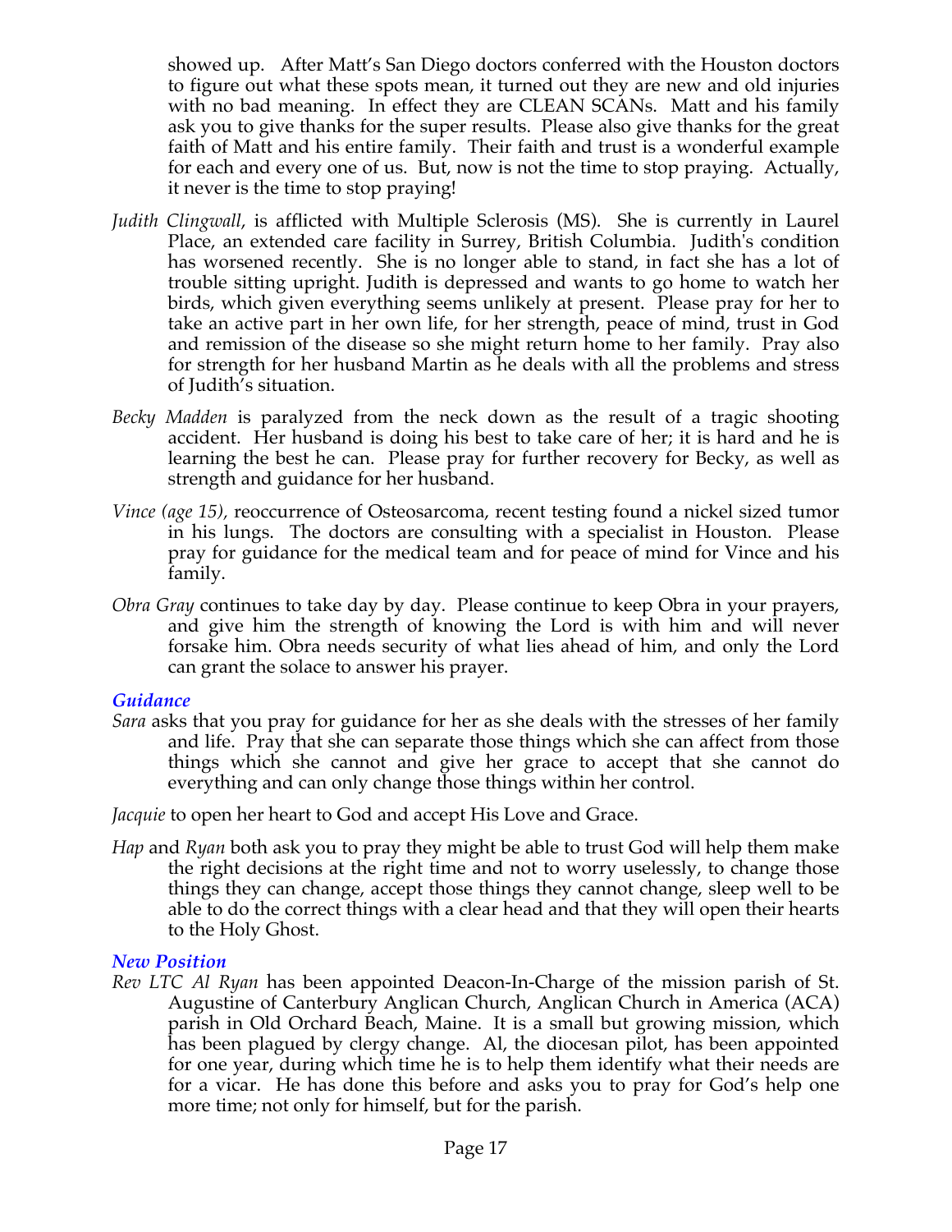showed up. After Matt's San Diego doctors conferred with the Houston doctors to figure out what these spots mean, it turned out they are new and old injuries with no bad meaning. In effect they are CLEAN SCANs. Matt and his family ask you to give thanks for the super results. Please also give thanks for the great faith of Matt and his entire family. Their faith and trust is a wonderful example for each and every one of us. But, now is not the time to stop praying. Actually, it never is the time to stop praying!

*Judith Clingwall*, is afflicted with Multiple Sclerosis (MS). She is currently in Laurel Place, an extended care facility in Surrey, British Columbia. Judith's condition has worsened recently. She is no longer able to stand, in fact she has a lot of trouble sitting upright. Judith is depressed and wants to go home to watch her birds, which given everything seems unlikely at present. Please pray for her to take an active part in her own life, for her strength, peace of mind, trust in God and remission of the disease so she might return home to her family. Pray also for strength for her husband Martin as he deals with all the problems and stress of Judith's situation.

*Becky Madden* is paralyzed from the neck down as the result of a tragic shooting accident. Her husband is doing his best to take care of her; it is hard and he is learning the best he can. Please pray for further recovery for Becky, as well as strength and guidance for her husband.

*Vince (age 15)*, reoccurrence of Osteosarcoma, recent testing found a nickel sized tumor in his lungs. The doctors are consulting with a specialist in Houston. Please pray for guidance for the medical team and for peace of mind for Vince and his family.

*Obra Gray* continues to take day by day. Please continue to keep Obra in your prayers, and give him the strength of knowing the Lord is with him and will never forsake him. Obra needs security of what lies ahead of him, and only the Lord can grant the solace to answer his prayer.

### *Guidance*

*Sara* asks that you pray for guidance for her as she deals with the stresses of her family and life. Pray that she can separate those things which she can affect from those things which she cannot and give her grace to accept that she cannot do everything and can only change those things within her control.

*Jacquie* to open her heart to God and accept His Love and Grace.

*Hap* and *Ryan* both ask you to pray they might be able to trust God will help them make the right decisions at the right time and not to worry uselessly, to change those things they can change, accept those things they cannot change, sleep well to be able to do the correct things with a clear head and that they will open their hearts to the Holy Ghost.

### *New Position*

*Rev LTC Al Ryan* has been appointed Deacon-In-Charge of the mission parish of St. Augustine of Canterbury Anglican Church, Anglican Church in America (ACA) parish in Old Orchard Beach, Maine. It is a small but growing mission, which has been plagued by clergy change. Al, the diocesan pilot, has been appointed for one year, during which time he is to help them identify what their needs are for a vicar. He has done this before and asks you to pray for God's help one more time; not only for himself, but for the parish.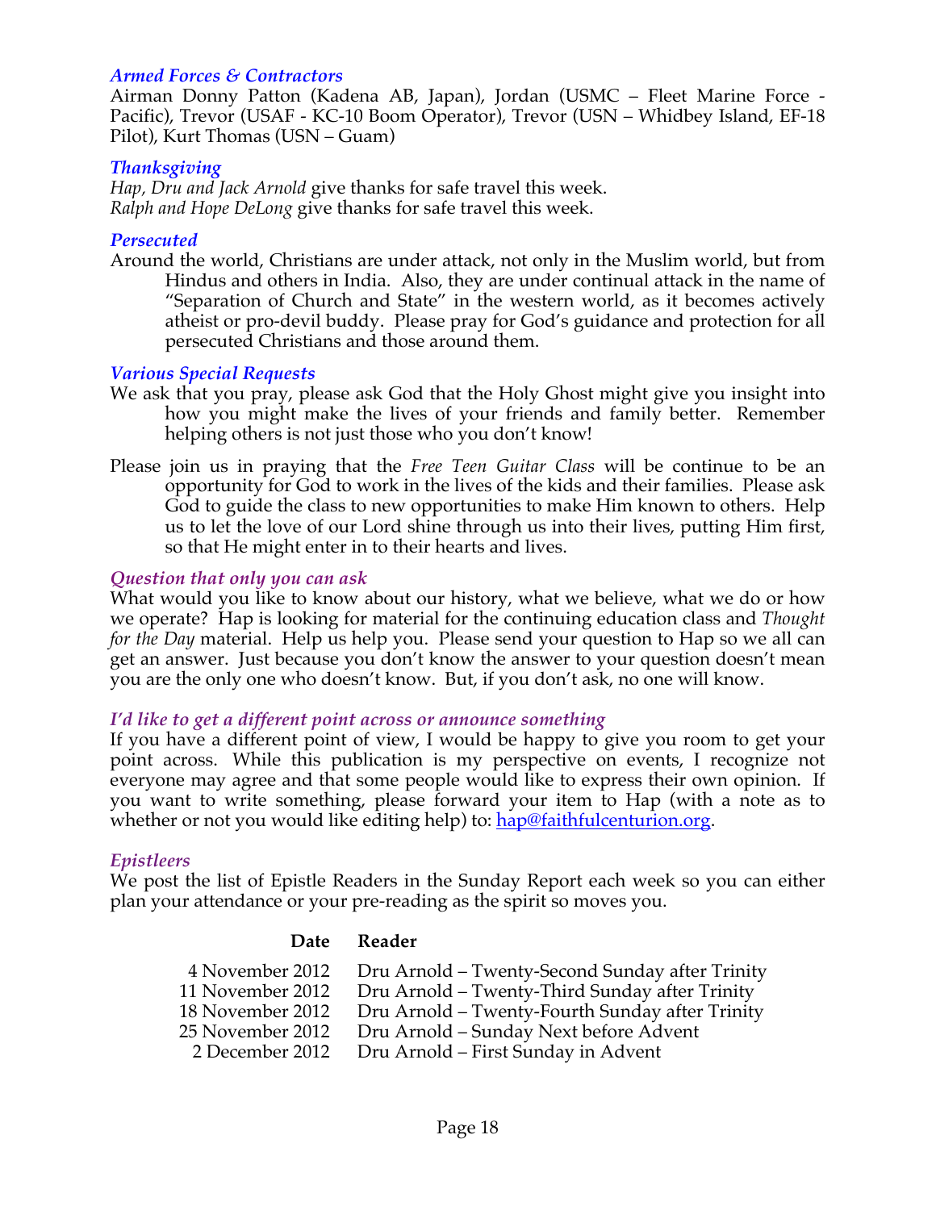### *Armed Forces & Contractors*

Airman Donny Patton (Kadena AB, Japan), Jordan (USMC – Fleet Marine Force - Pacific), Trevor (USAF - KC-10 Boom Operator), Trevor (USN – Whidbey Island, EF-18 Pilot), Kurt Thomas (USN – Guam)

### *Thanksgiving*

*Hap, Dru and Jack Arnold* give thanks for safe travel this week.
*Ralph and Hope DeLong* give thanks for safe travel this week.

### *Persecuted*

Around the world, Christians are under attack, not only in the Muslim world, but from Hindus and others in India. Also, they are under continual attack in the name of "Separation of Church and State" in the western world, as it becomes actively atheist or pro-devil buddy. Please pray for God's guidance and protection for all persecuted Christians and those around them.

### *Various Special Requests*

We ask that you pray, please ask God that the Holy Ghost might give you insight into how you might make the lives of your friends and family better. Remember helping others is not just those who you don't know!

Please join us in praying that the *Free Teen Guitar Class* will be continue to be an opportunity for God to work in the lives of the kids and their families. Please ask God to guide the class to new opportunities to make Him known to others. Help us to let the love of our Lord shine through us into their lives, putting Him first, so that He might enter in to their hearts and lives.

### *Question that only you can ask*

What would you like to know about our history, what we believe, what we do or how we operate? Hap is looking for material for the continuing education class and *Thought for the Day* material. Help us help you. Please send your question to Hap so we all can get an answer. Just because you don't know the answer to your question doesn't mean you are the only one who doesn't know. But, if you don't ask, no one will know.

### *I'd like to get a different point across or announce something*

If you have a different point of view, I would be happy to give you room to get your point across. While this publication is my perspective on events, I recognize not everyone may agree and that some people would like to express their own opinion. If you want to write something, please forward your item to Hap (with a note as to whether or not you would like editing help) to: hap@faithfulcenturion.org.

### *Epistleers*

We post the list of Epistle Readers in the Sunday Report each week so you can either plan your attendance or your pre-reading as the spirit so moves you.

| Date | Reader |
|---|---|
| 4 November 2012 | Dru Arnold – Twenty-Second Sunday after Trinity |
| 11 November 2012 | Dru Arnold – Twenty-Third Sunday after Trinity |
| 18 November 2012 | Dru Arnold – Twenty-Fourth Sunday after Trinity |
| 25 November 2012 | Dru Arnold – Sunday Next before Advent |
| 2 December 2012 | Dru Arnold – First Sunday in Advent |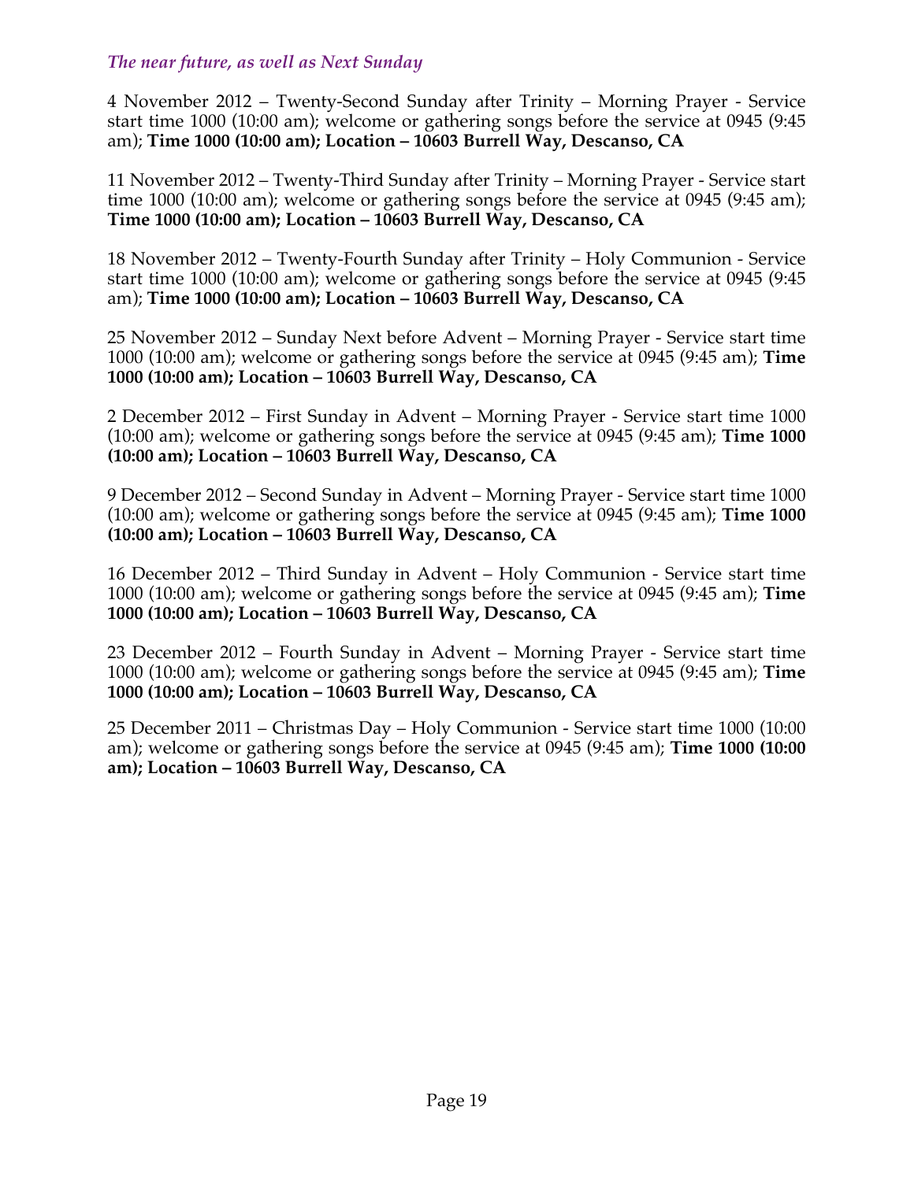*The near future, as well as Next Sunday*

4 November 2012 – Twenty-Second Sunday after Trinity – Morning Prayer - Service start time 1000 (10:00 am); welcome or gathering songs before the service at 0945 (9:45 am); **Time 1000 (10:00 am); Location – 10603 Burrell Way, Descanso, CA**

11 November 2012 – Twenty-Third Sunday after Trinity – Morning Prayer - Service start time 1000 (10:00 am); welcome or gathering songs before the service at 0945 (9:45 am); **Time 1000 (10:00 am); Location – 10603 Burrell Way, Descanso, CA**

18 November 2012 – Twenty-Fourth Sunday after Trinity – Holy Communion - Service start time 1000 (10:00 am); welcome or gathering songs before the service at 0945 (9:45 am); **Time 1000 (10:00 am); Location – 10603 Burrell Way, Descanso, CA**

25 November 2012 – Sunday Next before Advent – Morning Prayer - Service start time 1000 (10:00 am); welcome or gathering songs before the service at 0945 (9:45 am); **Time 1000 (10:00 am); Location – 10603 Burrell Way, Descanso, CA**

2 December 2012 – First Sunday in Advent – Morning Prayer - Service start time 1000 (10:00 am); welcome or gathering songs before the service at 0945 (9:45 am); **Time 1000 (10:00 am); Location – 10603 Burrell Way, Descanso, CA**

9 December 2012 – Second Sunday in Advent – Morning Prayer - Service start time 1000 (10:00 am); welcome or gathering songs before the service at 0945 (9:45 am); **Time 1000 (10:00 am); Location – 10603 Burrell Way, Descanso, CA**

16 December 2012 – Third Sunday in Advent – Holy Communion - Service start time 1000 (10:00 am); welcome or gathering songs before the service at 0945 (9:45 am); **Time 1000 (10:00 am); Location – 10603 Burrell Way, Descanso, CA**

23 December 2012 – Fourth Sunday in Advent – Morning Prayer - Service start time 1000 (10:00 am); welcome or gathering songs before the service at 0945 (9:45 am); **Time 1000 (10:00 am); Location – 10603 Burrell Way, Descanso, CA**

25 December 2011 – Christmas Day – Holy Communion - Service start time 1000 (10:00 am); welcome or gathering songs before the service at 0945 (9:45 am); **Time 1000 (10:00 am); Location – 10603 Burrell Way, Descanso, CA**